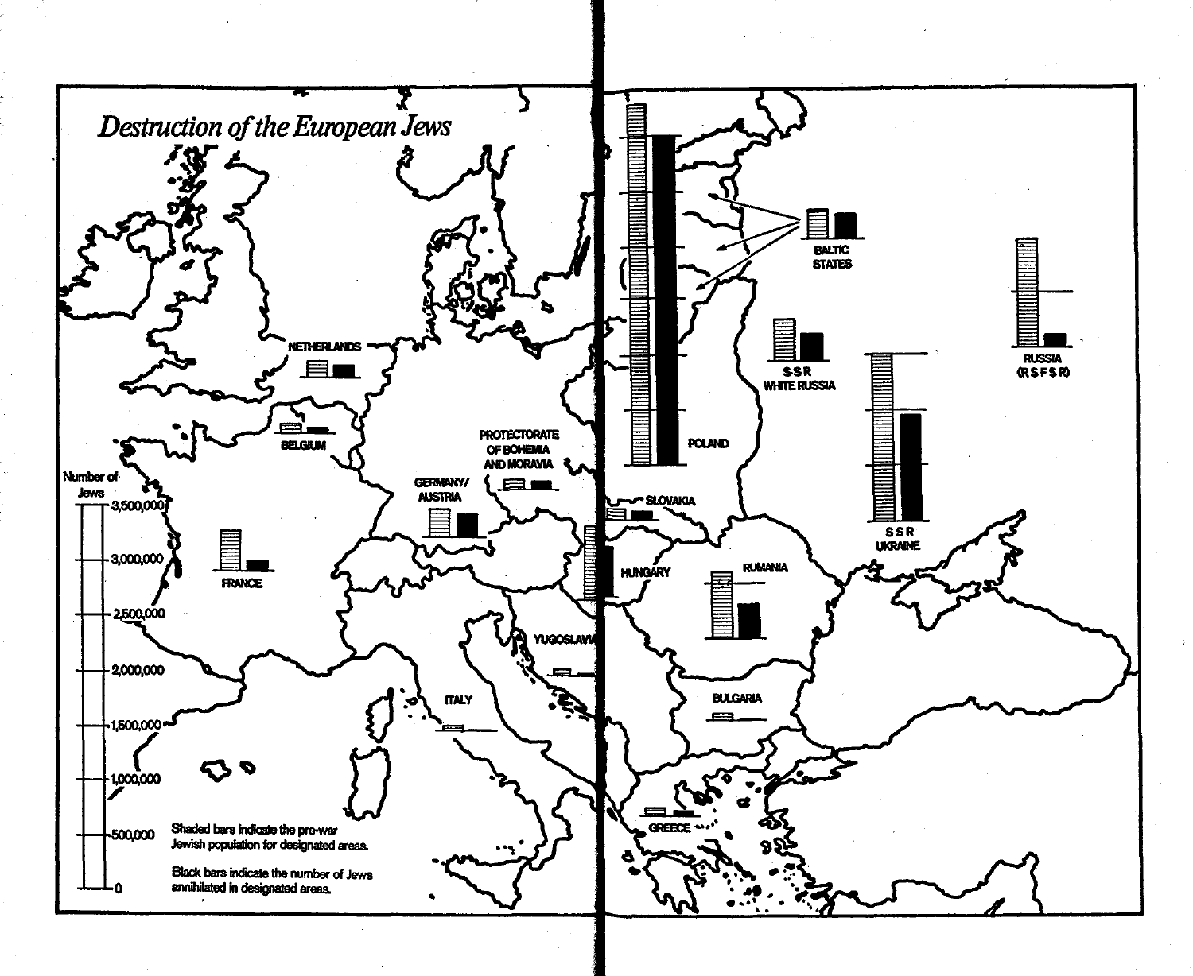# Destruction of the European Jews

NETHERLANDS

BELGIUM

FRANCE

GERMANY/ AUSTRIA

PROTECTORATE OF BOHEMIA AND MORAVIA

SLOVAKIA

HUNGARY

YUGOSLAVIA

ITALY

BULGARIA

GREECE

RUMANIA

POLAND

BALTIC STATES

SSR WHITE RUSSIA

SSR UKRAINE

RUSSIA (RSFSR)

Number of Jews

3,500,000

3,000,000

2,500,000

2,000,000

1,500,000

1,000,000

500,000

0

Shaded bars indicate the pre-war Jewish population for designated areas.

Black bars indicate the number of Jews annihilated in designated areas.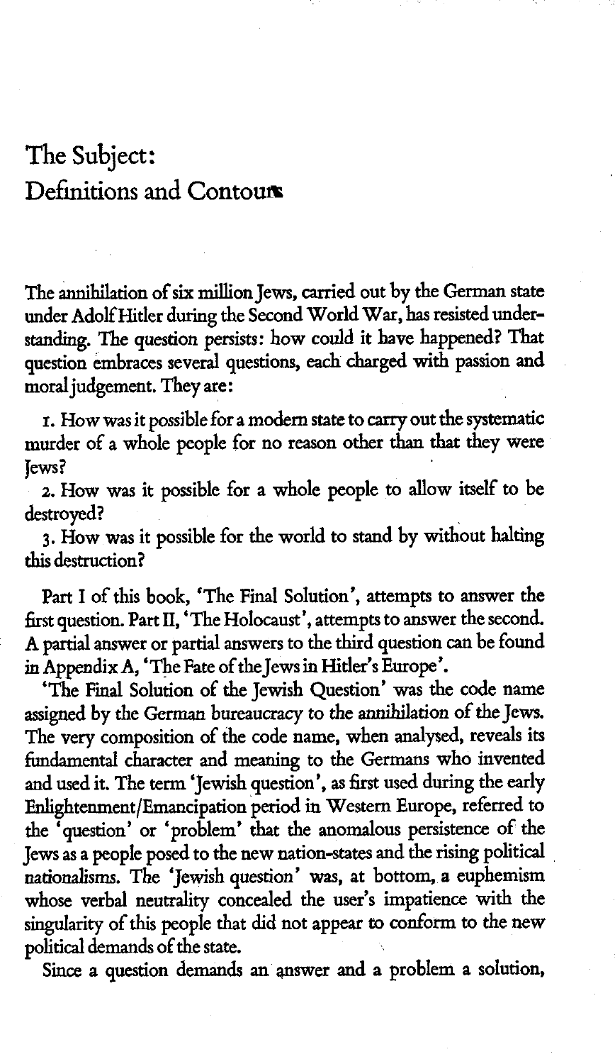# The Subject: Definitions and Contours

The annihilation of six million Jews, carried out by the German state under Adolf Hitler during the Second World War, has resisted understanding. The question persists: how could it have happened? That question embraces several questions, each charged with passion and moral judgement. They are:

1. How was it possible for a modern state to carry out the systematic murder of a whole people for no reason other than that they were Jews?
2. How was it possible for a whole people to allow itself to be destroyed?
3. How was it possible for the world to stand by without halting this destruction?

Part I of this book, 'The Final Solution', attempts to answer the first question. Part II, 'The Holocaust', attempts to answer the second. A partial answer or partial answers to the third question can be found in Appendix A, 'The Fate of the Jews in Hitler's Europe'.

'The Final Solution of the Jewish Question' was the code name assigned by the German bureaucracy to the annihilation of the Jews. The very composition of the code name, when analysed, reveals its fundamental character and meaning to the Germans who invented and used it. The term 'Jewish question', as first used during the early Enlightenment/Emancipation period in Western Europe, referred to the 'question' or 'problem' that the anomalous persistence of the Jews as a people posed to the new nation-states and the rising political nationalisms. The 'Jewish question' was, at bottom, a euphemism whose verbal neutrality concealed the user's impatience with the singularity of this people that did not appear to conform to the new political demands of the state.

Since a question demands an answer and a problem a solution,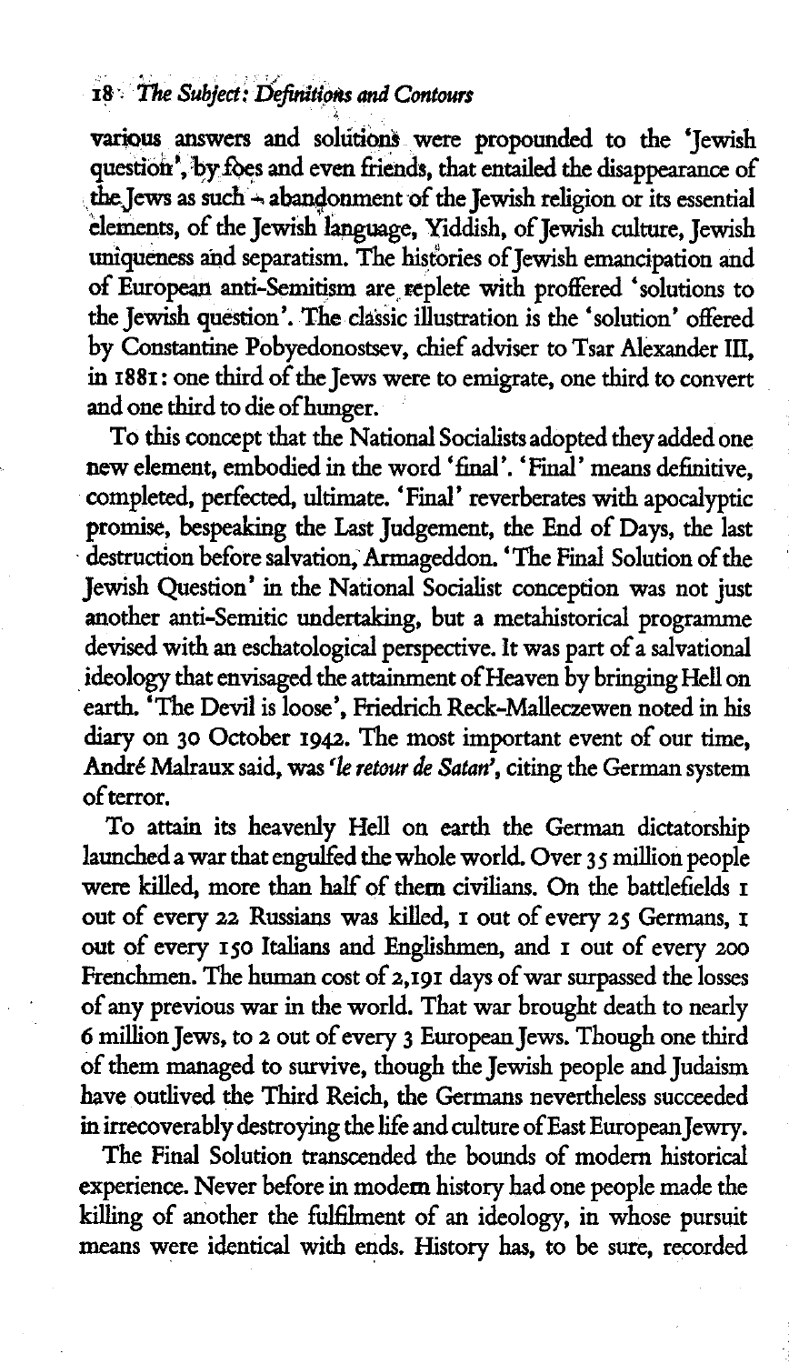various answers and solutions were propounded to the 'Jewish question', by foes and even friends, that entailed the disappearance of the Jews as such – abandonment of the Jewish religion or its essential elements, of the Jewish language, Yiddish, of Jewish culture, Jewish uniqueness and separatism. The histories of Jewish emancipation and of European anti-Semitism are replete with proffered 'solutions to the Jewish question'. The classic illustration is the 'solution' offered by Constantine Pobyedonostsev, chief adviser to Tsar Alexander III, in 1881: one third of the Jews were to emigrate, one third to convert and one third to die of hunger.

To this concept that the National Socialists adopted they added one new element, embodied in the word 'final'. 'Final' means definitive, completed, perfected, ultimate. 'Final' reverberates with apocalyptic promise, bespeaking the Last Judgement, the End of Days, the last destruction before salvation, Armageddon. 'The Final Solution of the Jewish Question' in the National Socialist conception was not just another anti-Semitic undertaking, but a metahistorical programme devised with an eschatological perspective. It was part of a salvational ideology that envisaged the attainment of Heaven by bringing Hell on earth. 'The Devil is loose', Friedrich Reck-Malleczewen noted in his diary on 30 October 1942. The most important event of our time, André Malraux said, was *'le retour de Satan'*, citing the German system of terror.

To attain its heavenly Hell on earth the German dictatorship launched a war that engulfed the whole world. Over 35 million people were killed, more than half of them civilians. On the battlefields 1 out of every 22 Russians was killed, 1 out of every 25 Germans, 1 out of every 150 Italians and Englishmen, and 1 out of every 200 Frenchmen. The human cost of 2,191 days of war surpassed the losses of any previous war in the world. That war brought death to nearly 6 million Jews, to 2 out of every 3 European Jews. Though one third of them managed to survive, though the Jewish people and Judaism have outlived the Third Reich, the Germans nevertheless succeeded in irrecoverably destroying the life and culture of East European Jewry.

The Final Solution transcended the bounds of modern historical experience. Never before in modern history had one people made the killing of another the fulfilment of an ideology, in whose pursuit means were identical with ends. History has, to be sure, recorded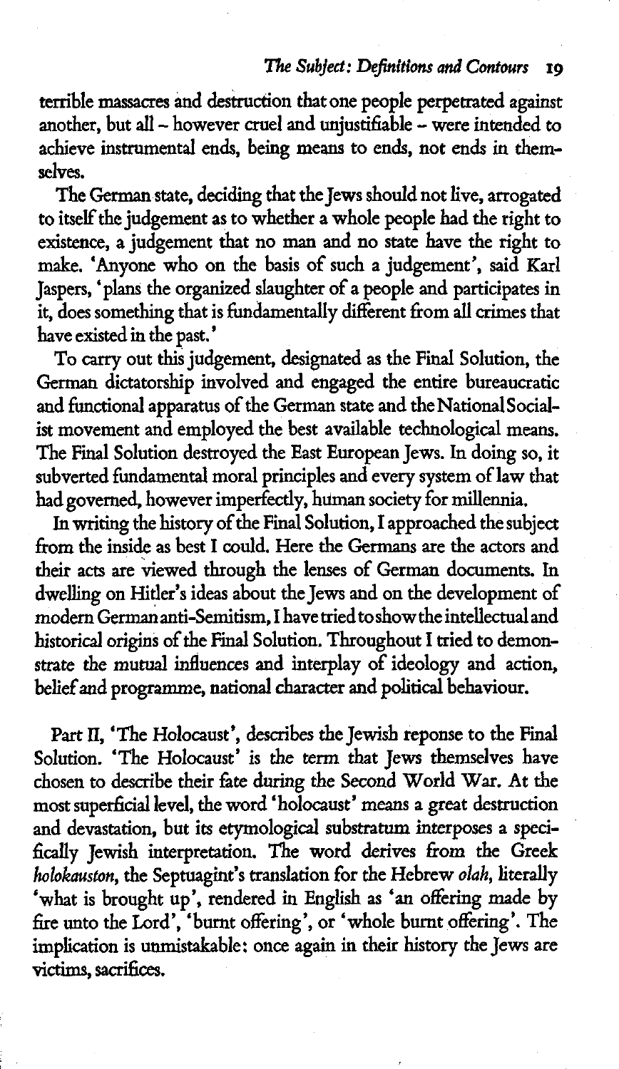terrible massacres and destruction that one people perpetrated against another, but all – however cruel and unjustifiable – were intended to achieve instrumental ends, being means to ends, not ends in themselves.

The German state, deciding that the Jews should not live, arrogated to itself the judgement as to whether a whole people had the right to existence, a judgement that no man and no state have the right to make. 'Anyone who on the basis of such a judgement', said Karl Jaspers, 'plans the organized slaughter of a people and participates in it, does something that is fundamentally different from all crimes that have existed in the past.'

To carry out this judgement, designated as the Final Solution, the German dictatorship involved and engaged the entire bureaucratic and functional apparatus of the German state and the National Socialist movement and employed the best available technological means. The Final Solution destroyed the East European Jews. In doing so, it subverted fundamental moral principles and every system of law that had governed, however imperfectly, human society for millennia.

In writing the history of the Final Solution, I approached the subject from the inside as best I could. Here the Germans are the actors and their acts are viewed through the lenses of German documents. In dwelling on Hitler's ideas about the Jews and on the development of modern German anti-Semitism, I have tried to show the intellectual and historical origins of the Final Solution. Throughout I tried to demonstrate the mutual influences and interplay of ideology and action, belief and programme, national character and political behaviour.

Part II, 'The Holocaust', describes the Jewish reponse to the Final Solution. 'The Holocaust' is the term that Jews themselves have chosen to describe their fate during the Second World War. At the most superficial level, the word 'holocaust' means a great destruction and devastation, but its etymological substratum interposes a specifically Jewish interpretation. The word derives from the Greek *holokauston*, the Septuagint's translation for the Hebrew *olah*, literally 'what is brought up', rendered in English as 'an offering made by fire unto the Lord', 'burnt offering', or 'whole burnt offering'. The implication is unmistakable: once again in their history the Jews are victims, sacrifices.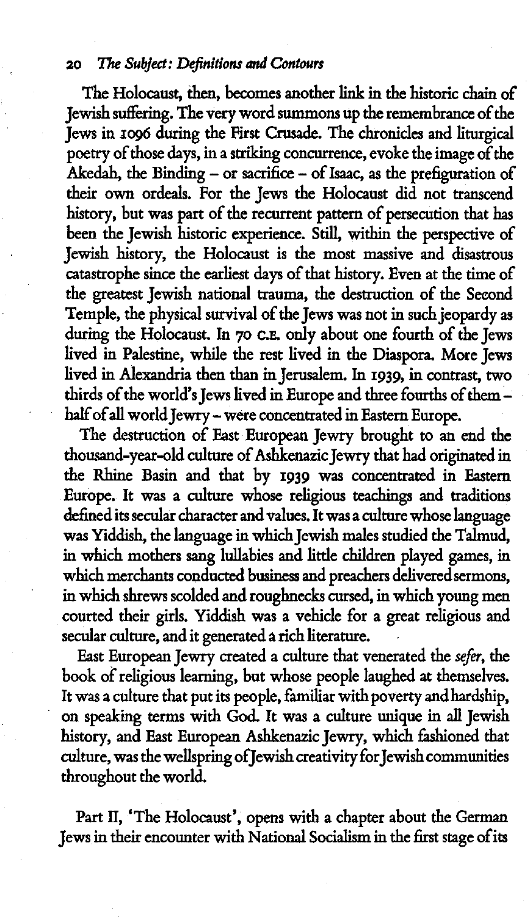The Holocaust, then, becomes another link in the historic chain of Jewish suffering. The very word summons up the remembrance of the Jews in 1096 during the First Crusade. The chronicles and liturgical poetry of those days, in a striking concurrence, evoke the image of the Akedah, the Binding – or sacrifice – of Isaac, as the prefiguration of their own ordeals. For the Jews the Holocaust did not transcend history, but was part of the recurrent pattern of persecution that has been the Jewish historic experience. Still, within the perspective of Jewish history, the Holocaust is the most massive and disastrous catastrophe since the earliest days of that history. Even at the time of the greatest Jewish national trauma, the destruction of the Second Temple, the physical survival of the Jews was not in such jeopardy as during the Holocaust. In 70 C.E. only about one fourth of the Jews lived in Palestine, while the rest lived in the Diaspora. More Jews lived in Alexandria then than in Jerusalem. In 1939, in contrast, two thirds of the world's Jews lived in Europe and three fourths of them – half of all world Jewry – were concentrated in Eastern Europe.

The destruction of East European Jewry brought to an end the thousand-year-old culture of Ashkenazic Jewry that had originated in the Rhine Basin and that by 1939 was concentrated in Eastern Europe. It was a culture whose religious teachings and traditions defined its secular character and values. It was a culture whose language was Yiddish, the language in which Jewish males studied the Talmud, in which mothers sang lullabies and little children played games, in which merchants conducted business and preachers delivered sermons, in which shrews scolded and roughnecks cursed, in which young men courted their girls. Yiddish was a vehicle for a great religious and secular culture, and it generated a rich literature.

East European Jewry created a culture that venerated the *sefer*, the book of religious learning, but whose people laughed at themselves. It was a culture that put its people, familiar with poverty and hardship, on speaking terms with God. It was a culture unique in all Jewish history, and East European Ashkenazic Jewry, which fashioned that culture, was the wellspring of Jewish creativity for Jewish communities throughout the world.

Part II, 'The Holocaust', opens with a chapter about the German Jews in their encounter with National Socialism in the first stage of its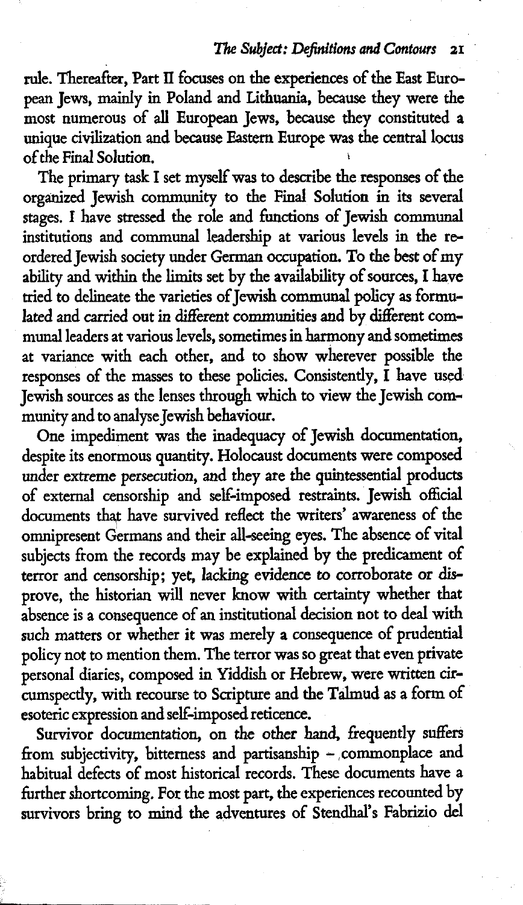rule. Thereafter, Part II focuses on the experiences of the East European Jews, mainly in Poland and Lithuania, because they were the most numerous of all European Jews, because they constituted a unique civilization and because Eastern Europe was the central locus of the Final Solution.

The primary task I set myself was to describe the responses of the organized Jewish community to the Final Solution in its several stages. I have stressed the role and functions of Jewish communal institutions and communal leadership at various levels in the reordered Jewish society under German occupation. To the best of my ability and within the limits set by the availability of sources, I have tried to delineate the varieties of Jewish communal policy as formulated and carried out in different communities and by different communal leaders at various levels, sometimes in harmony and sometimes at variance with each other, and to show wherever possible the responses of the masses to these policies. Consistently, I have used Jewish sources as the lenses through which to view the Jewish community and to analyse Jewish behaviour.

One impediment was the inadequacy of Jewish documentation, despite its enormous quantity. Holocaust documents were composed under extreme persecution, and they are the quintessential products of external censorship and self-imposed restraints. Jewish official documents that have survived reflect the writers' awareness of the omnipresent Germans and their all-seeing eyes. The absence of vital subjects from the records may be explained by the predicament of terror and censorship; yet, lacking evidence to corroborate or disprove, the historian will never know with certainty whether that absence is a consequence of an institutional decision not to deal with such matters or whether it was merely a consequence of prudential policy not to mention them. The terror was so great that even private personal diaries, composed in Yiddish or Hebrew, were written circumspectly, with recourse to Scripture and the Talmud as a form of esoteric expression and self-imposed reticence.

Survivor documentation, on the other hand, frequently suffers from subjectivity, bitterness and partisanship – commonplace and habitual defects of most historical records. These documents have a further shortcoming. For the most part, the experiences recounted by survivors bring to mind the adventures of Stendhal's Fabrizio del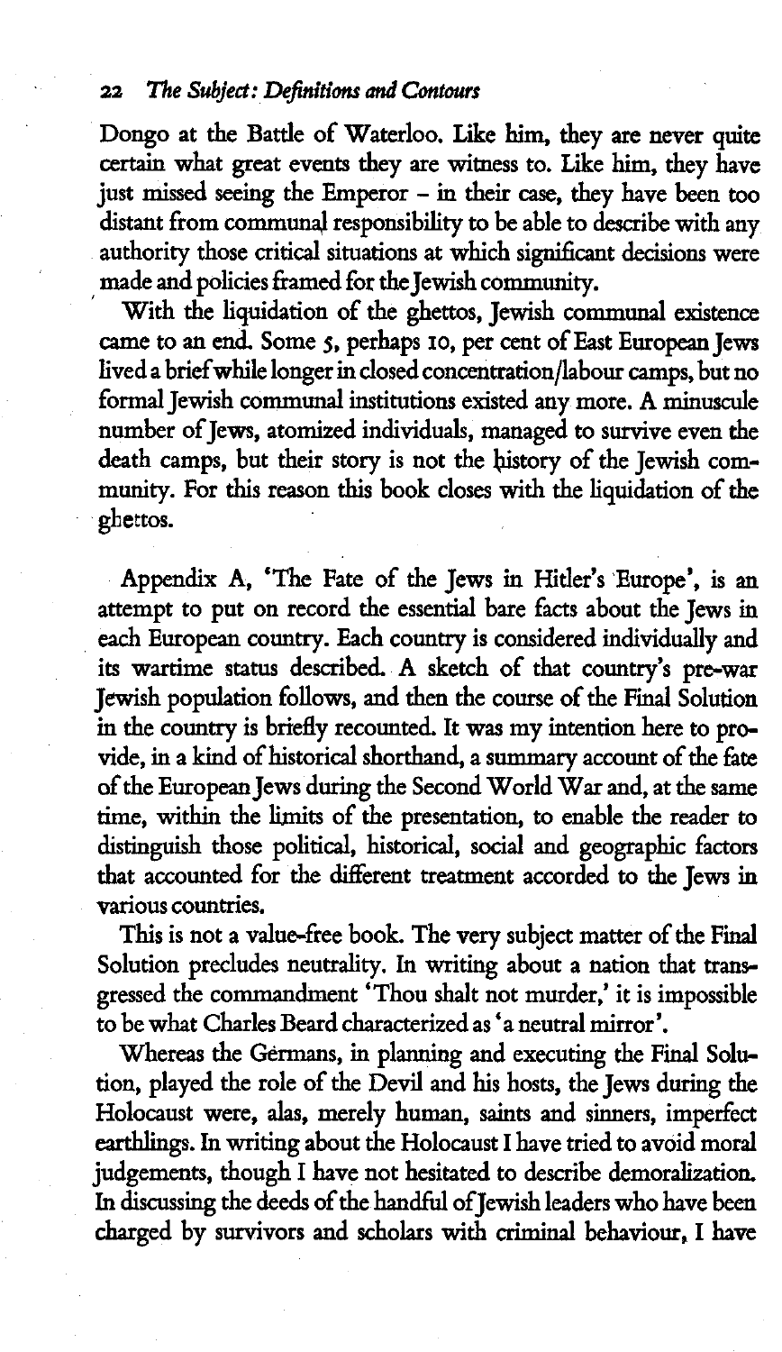Dongo at the Battle of Waterloo. Like him, they are never quite certain what great events they are witness to. Like him, they have just missed seeing the Emperor – in their case, they have been too distant from communal responsibility to be able to describe with any authority those critical situations at which significant decisions were made and policies framed for the Jewish community.

With the liquidation of the ghettos, Jewish communal existence came to an end. Some 5, perhaps 10, per cent of East European Jews lived a brief while longer in closed concentration/labour camps, but no formal Jewish communal institutions existed any more. A minuscule number of Jews, atomized individuals, managed to survive even the death camps, but their story is not the history of the Jewish community. For this reason this book closes with the liquidation of the ghettos.

Appendix A, 'The Fate of the Jews in Hitler's Europe', is an attempt to put on record the essential bare facts about the Jews in each European country. Each country is considered individually and its wartime status described. A sketch of that country's pre-war Jewish population follows, and then the course of the Final Solution in the country is briefly recounted. It was my intention here to provide, in a kind of historical shorthand, a summary account of the fate of the European Jews during the Second World War and, at the same time, within the limits of the presentation, to enable the reader to distinguish those political, historical, social and geographic factors that accounted for the different treatment accorded to the Jews in various countries.

This is not a value-free book. The very subject matter of the Final Solution precludes neutrality. In writing about a nation that transgressed the commandment 'Thou shalt not murder,' it is impossible to be what Charles Beard characterized as 'a neutral mirror'.

Whereas the Germans, in planning and executing the Final Solution, played the role of the Devil and his hosts, the Jews during the Holocaust were, alas, merely human, saints and sinners, imperfect earthlings. In writing about the Holocaust I have tried to avoid moral judgements, though I have not hesitated to describe demoralization. In discussing the deeds of the handful of Jewish leaders who have been charged by survivors and scholars with criminal behaviour, I have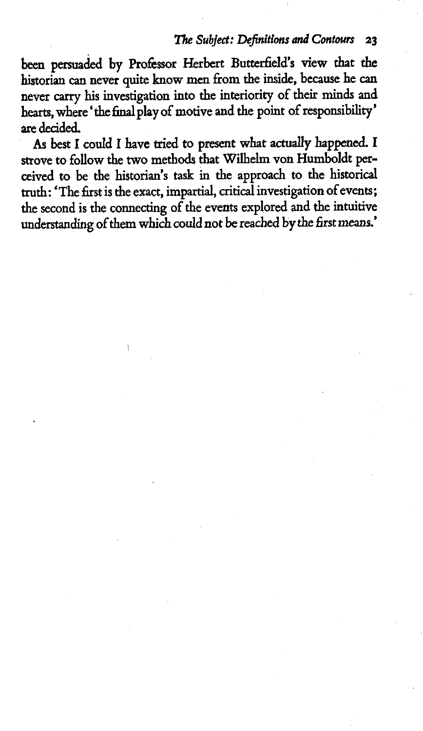been persuaded by Professor Herbert Butterfield's view that the historian can never quite know men from the inside, because he can never carry his investigation into the interiority of their minds and hearts, where 'the final play of motive and the point of responsibility' are decided.

As best I could I have tried to present what actually happened. I strove to follow the two methods that Wilhelm von Humboldt perceived to be the historian's task in the approach to the historical truth: 'The first is the exact, impartial, critical investigation of events; the second is the connecting of the events explored and the intuitive understanding of them which could not be reached by the first means.'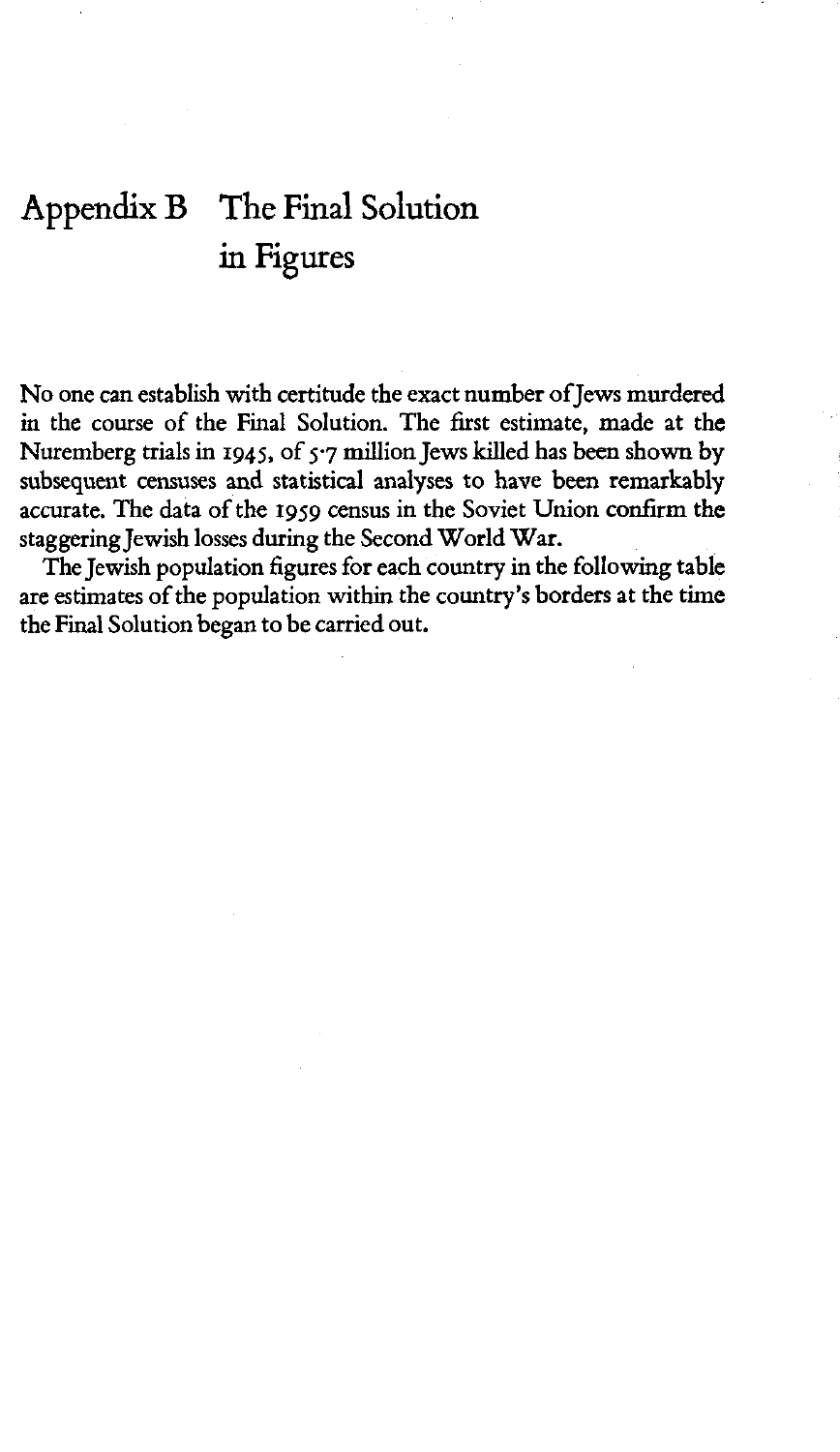# Appendix B The Final Solution in Figures

No one can establish with certitude the exact number of Jews murdered in the course of the Final Solution. The first estimate, made at the Nuremberg trials in 1945, of 5·7 million Jews killed has been shown by subsequent censuses and statistical analyses to have been remarkably accurate. The data of the 1959 census in the Soviet Union confirm the staggering Jewish losses during the Second World War.

The Jewish population figures for each country in the following table are estimates of the population within the country's borders at the time the Final Solution began to be carried out.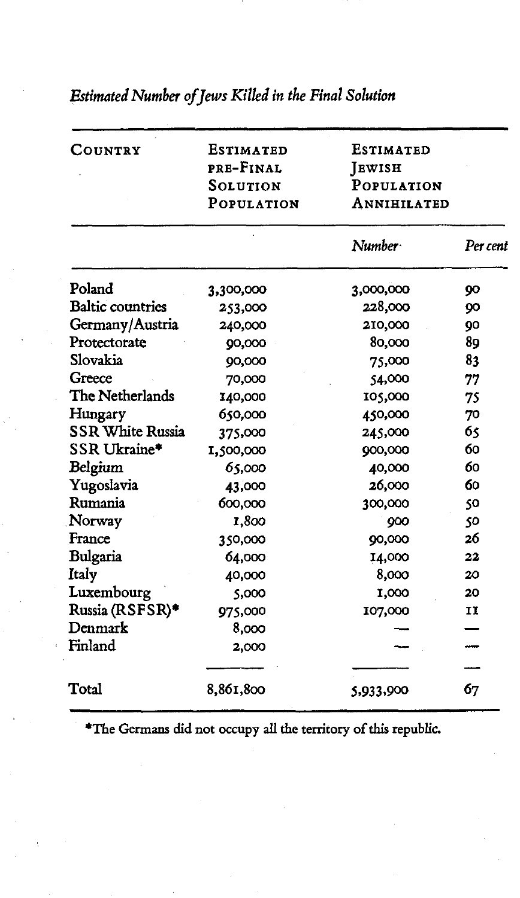*Estimated Number of Jews Killed in the Final Solution*

| Country | Estimated pre-Final Solution Population | Estimated Jewish Population Annihilated | |
|---|---|---|---|
| | | *Number* | *Per cent* |
| Poland | 3,300,000 | 3,000,000 | 90 |
| Baltic countries | 253,000 | 228,000 | 90 |
| Germany/Austria | 240,000 | 210,000 | 90 |
| Protectorate | 90,000 | 80,000 | 89 |
| Slovakia | 90,000 | 75,000 | 83 |
| Greece | 70,000 | 54,000 | 77 |
| The Netherlands | 140,000 | 105,000 | 75 |
| Hungary | 650,000 | 450,000 | 70 |
| SSR White Russia | 375,000 | 245,000 | 65 |
| SSR Ukraine* | 1,500,000 | 900,000 | 60 |
| Belgium | 65,000 | 40,000 | 60 |
| Yugoslavia | 43,000 | 26,000 | 60 |
| Rumania | 600,000 | 300,000 | 50 |
| Norway | 1,800 | 900 | 50 |
| France | 350,000 | 90,000 | 26 |
| Bulgaria | 64,000 | 14,000 | 22 |
| Italy | 40,000 | 8,000 | 20 |
| Luxembourg | 5,000 | 1,000 | 20 |
| Russia (RSFSR)* | 975,000 | 107,000 | 11 |
| Denmark | 8,000 | — | — |
| Finland | 2,000 | — | — |
| Total | 8,861,800 | 5,933,900 | 67 |

*The Germans did not occupy all the territory of this republic.